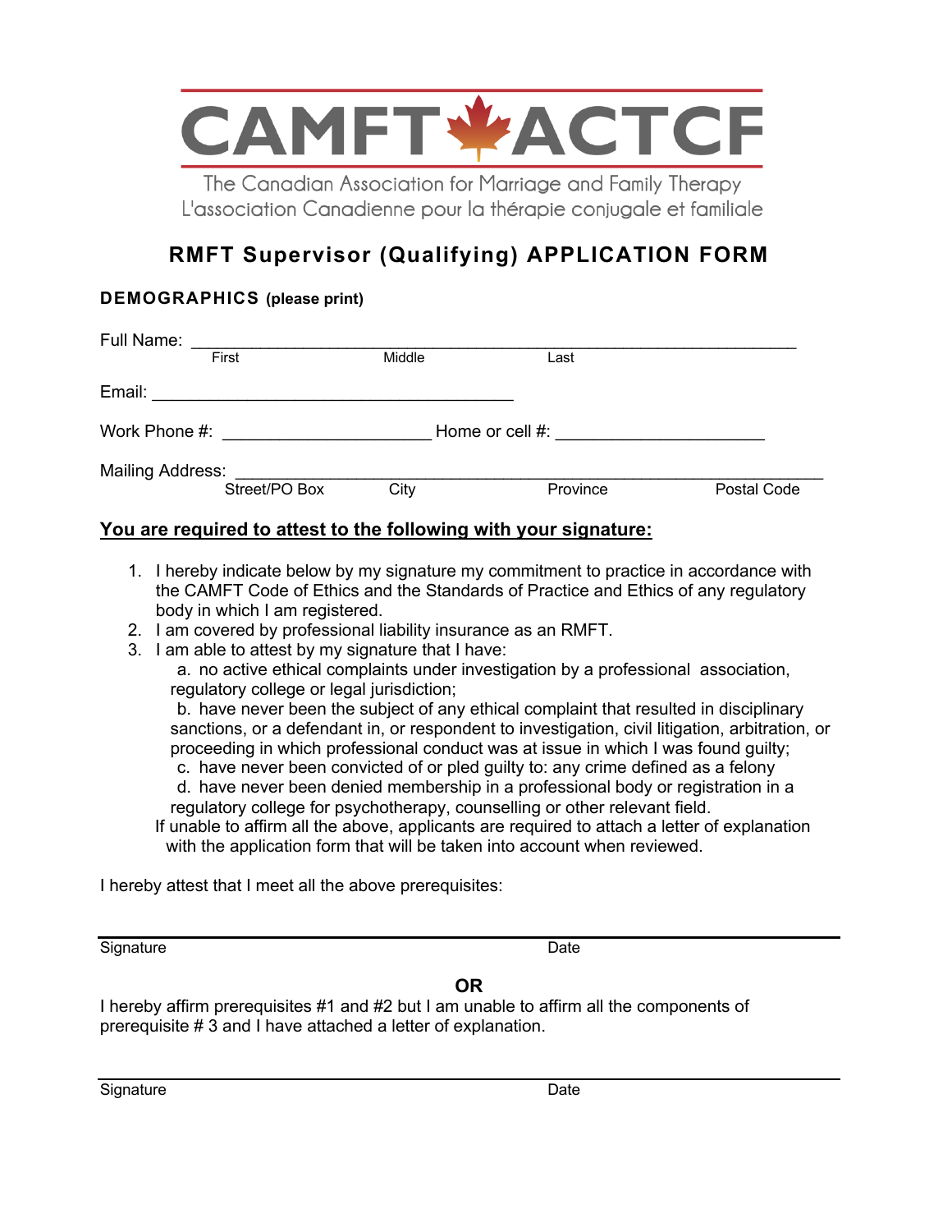CAMFT ACTCF

The Canadian Association for Marriage and Family Therapy
L'association Canadienne pour la thérapie conjugale et familiale

# RMFT Supervisor (Qualifying) APPLICATION FORM

**DEMOGRAPHICS (please print)**

Full Name: ___________________________________________
First Middle Last

Email: ______________________________

Work Phone #: ____________________ Home or cell #: ____________________

Mailing Address: ___________________________________________
Street/PO Box City Province Postal Code

**You are required to attest to the following with your signature:**

1. I hereby indicate below by my signature my commitment to practice in accordance with the CAMFT Code of Ethics and the Standards of Practice and Ethics of any regulatory body in which I am registered.
2. I am covered by professional liability insurance as an RMFT.
3. I am able to attest by my signature that I have:
   a. no active ethical complaints under investigation by a professional association, regulatory college or legal jurisdiction;
   b. have never been the subject of any ethical complaint that resulted in disciplinary sanctions, or a defendant in, or respondent to investigation, civil litigation, arbitration, or proceeding in which professional conduct was at issue in which I was found guilty;
   c. have never been convicted of or pled guilty to: any crime defined as a felony
   d. have never been denied membership in a professional body or registration in a regulatory college for psychotherapy, counselling or other relevant field.

   If unable to affirm all the above, applicants are required to attach a letter of explanation with the application form that will be taken into account when reviewed.

I hereby attest that I meet all the above prerequisites:

___________________________________________
Signature Date

**OR**

I hereby affirm prerequisites #1 and #2 but I am unable to affirm all the components of prerequisite # 3 and I have attached a letter of explanation.

___________________________________________
Signature Date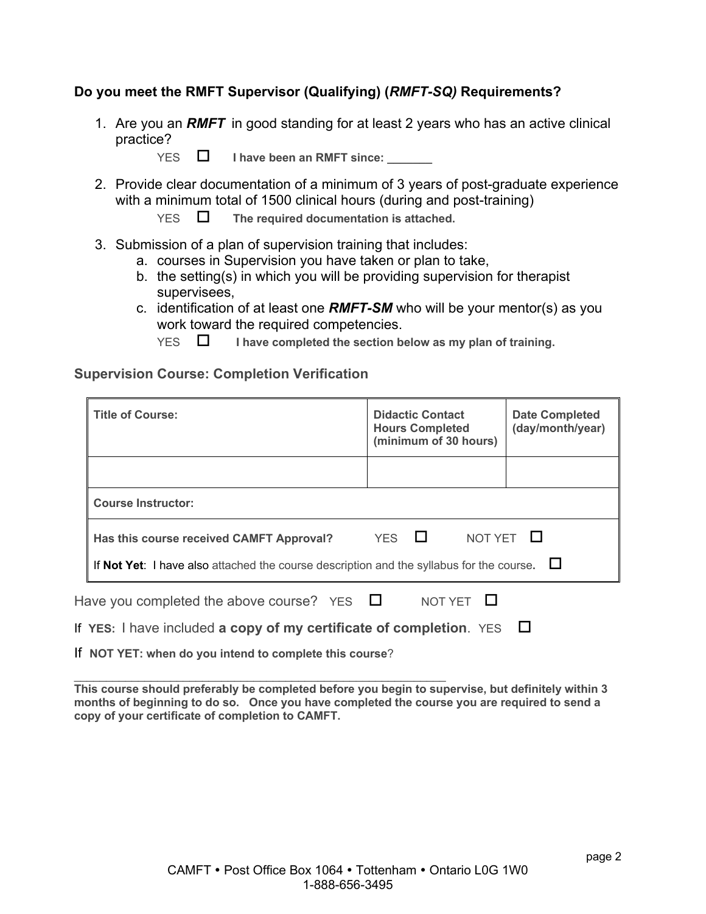### Do you meet the RMFT Supervisor (Qualifying) (*RMFT-SQ)* Requirements?

1. Are you an ***RMFT*** in good standing for at least 2 years who has an active clinical practice?

   YES ☐ **I have been an RMFT since: _______**

2. Provide clear documentation of a minimum of 3 years of post-graduate experience with a minimum total of 1500 clinical hours (during and post-training)

   YES ☐ **The required documentation is attached.**

3. Submission of a plan of supervision training that includes:
   a. courses in Supervision you have taken or plan to take,
   b. the setting(s) in which you will be providing supervision for therapist supervisees,
   c. identification of at least one ***RMFT-SM*** who will be your mentor(s) as you work toward the required competencies.

   YES ☐ **I have completed the section below as my plan of training.**

### Supervision Course: Completion Verification

| **Title of Course:** | **Didactic Contact Hours Completed (minimum of 30 hours)** | **Date Completed (day/month/year)** |
|---|---|---|
| | | |
| **Course Instructor:** | | |
| **Has this course received CAMFT Approval?** YES ☐ NOT YET ☐<br>If **Not Yet**: I have also attached the course description and the syllabus for the course. ☐ | | |

Have you completed the above course? YES ☐ NOT YET ☐

If **YES:** I have included **a copy of my certificate of completion**. YES ☐

If **NOT YET: when do you intend to complete this course**?

_________________________________________________________

**This course should preferably be completed before you begin to supervise, but definitely within 3 months of beginning to do so. Once you have completed the course you are required to send a copy of your certificate of completion to CAMFT.**

CAMFT • Post Office Box 1064 • Tottenham • Ontario L0G 1W0
1-888-656-3495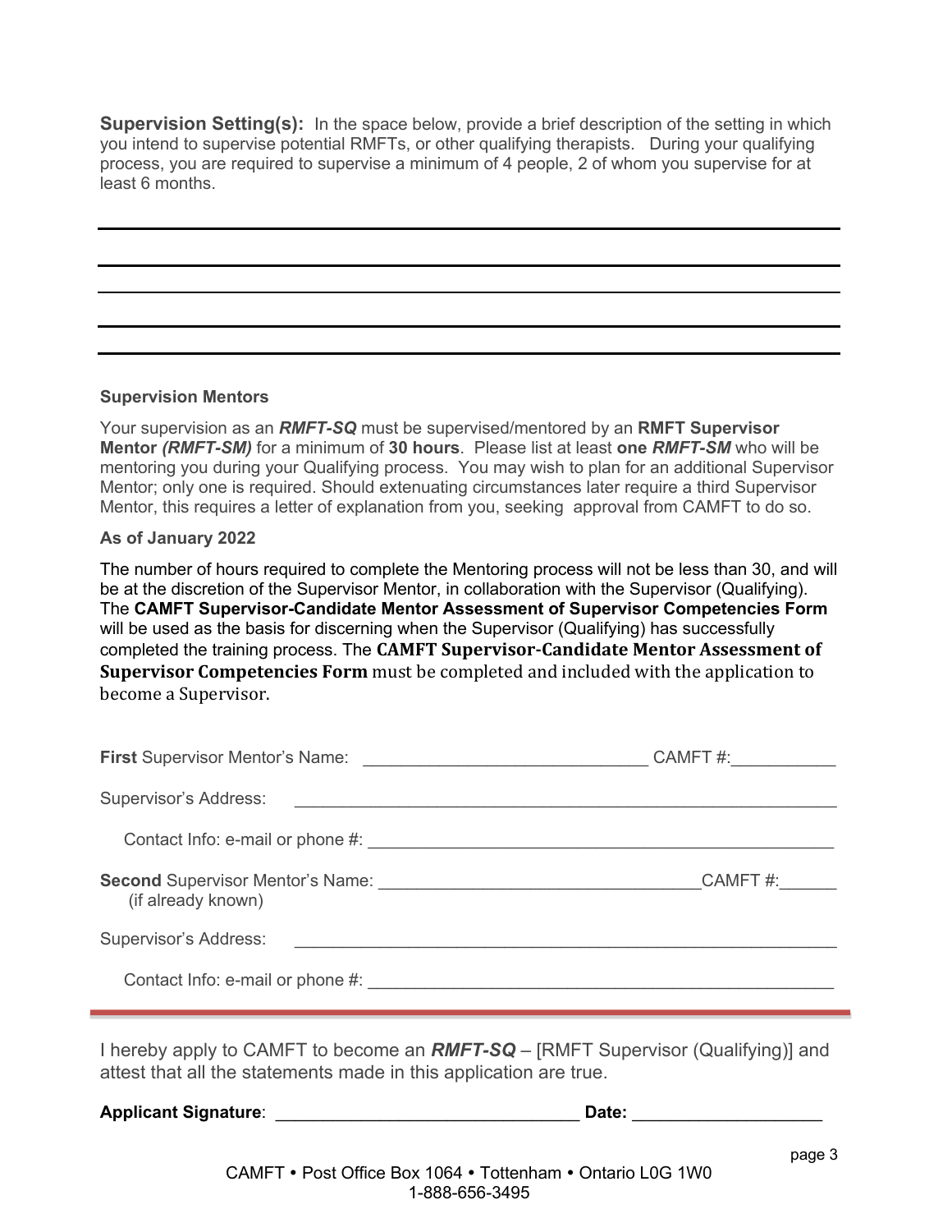**Supervision Setting(s):** In the space below, provide a brief description of the setting in which you intend to supervise potential RMFTs, or other qualifying therapists. During your qualifying process, you are required to supervise a minimum of 4 people, 2 of whom you supervise for at least 6 months.

______________________________________________________________________

______________________________________________________________________

______________________________________________________________________

______________________________________________________________________

______________________________________________________________________

**Supervision Mentors**

Your supervision as an ***RMFT-SQ*** must be supervised/mentored by an **RMFT Supervisor Mentor *(RMFT-SM)*** for a minimum of **30 hours**. Please list at least **one *RMFT-SM*** who will be mentoring you during your Qualifying process. You may wish to plan for an additional Supervisor Mentor; only one is required. Should extenuating circumstances later require a third Supervisor Mentor, this requires a letter of explanation from you, seeking approval from CAMFT to do so.

**As of January 2022**

The number of hours required to complete the Mentoring process will not be less than 30, and will be at the discretion of the Supervisor Mentor, in collaboration with the Supervisor (Qualifying). The **CAMFT Supervisor-Candidate Mentor Assessment of Supervisor Competencies Form** will be used as the basis for discerning when the Supervisor (Qualifying) has successfully completed the training process. The **CAMFT Supervisor-Candidate Mentor Assessment of Supervisor Competencies Form** must be completed and included with the application to become a Supervisor.

**First** Supervisor Mentor's Name: ______________________________ CAMFT #:___________

Supervisor's Address: ____________________________________________________________

Contact Info: e-mail or phone #: __________________________________________________

**Second** Supervisor Mentor's Name: __________________________________CAMFT #:______
(if already known)

Supervisor's Address: ____________________________________________________________

Contact Info: e-mail or phone #: __________________________________________________

I hereby apply to CAMFT to become an ***RMFT-SQ*** – [RMFT Supervisor (Qualifying)] and attest that all the statements made in this application are true.

**Applicant Signature**: ________________________________ **Date:** ____________________

CAMFT • Post Office Box 1064 • Tottenham • Ontario L0G 1W0
1-888-656-3495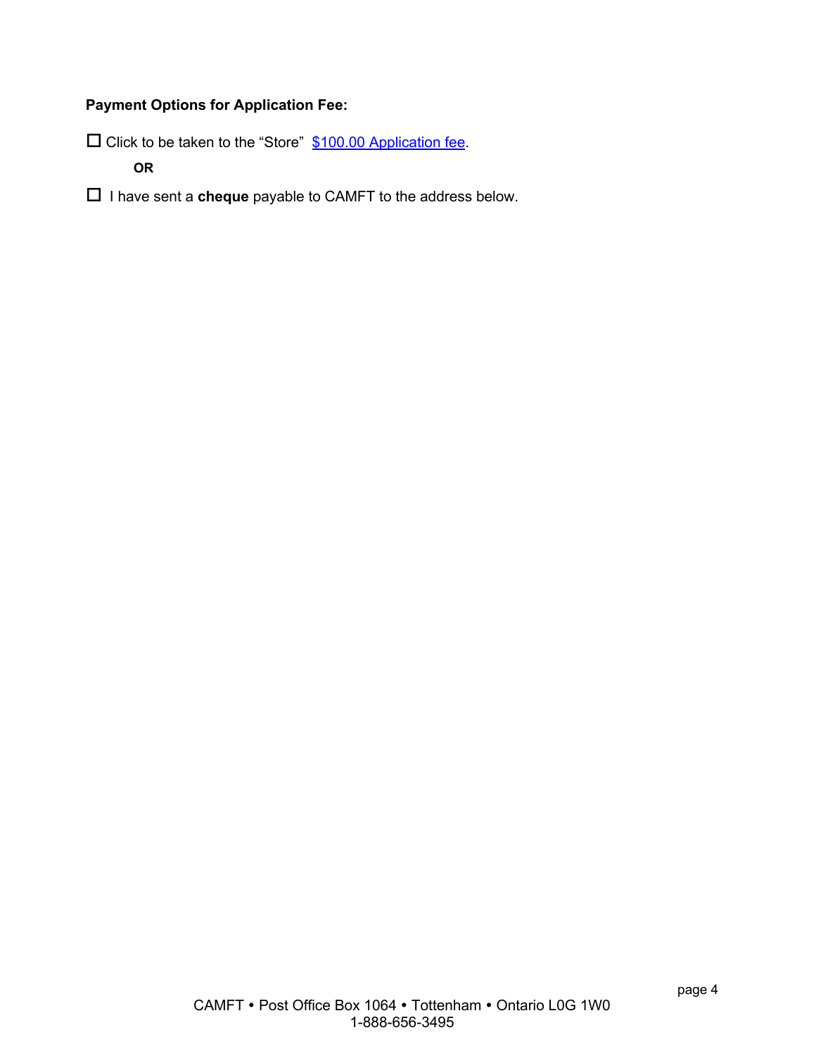**Payment Options for Application Fee:**

☐ Click to be taken to the "Store" $100.00 Application fee.

**OR**

☐ I have sent a **cheque** payable to CAMFT to the address below.

CAMFT • Post Office Box 1064 • Tottenham • Ontario L0G 1W0
1-888-656-3495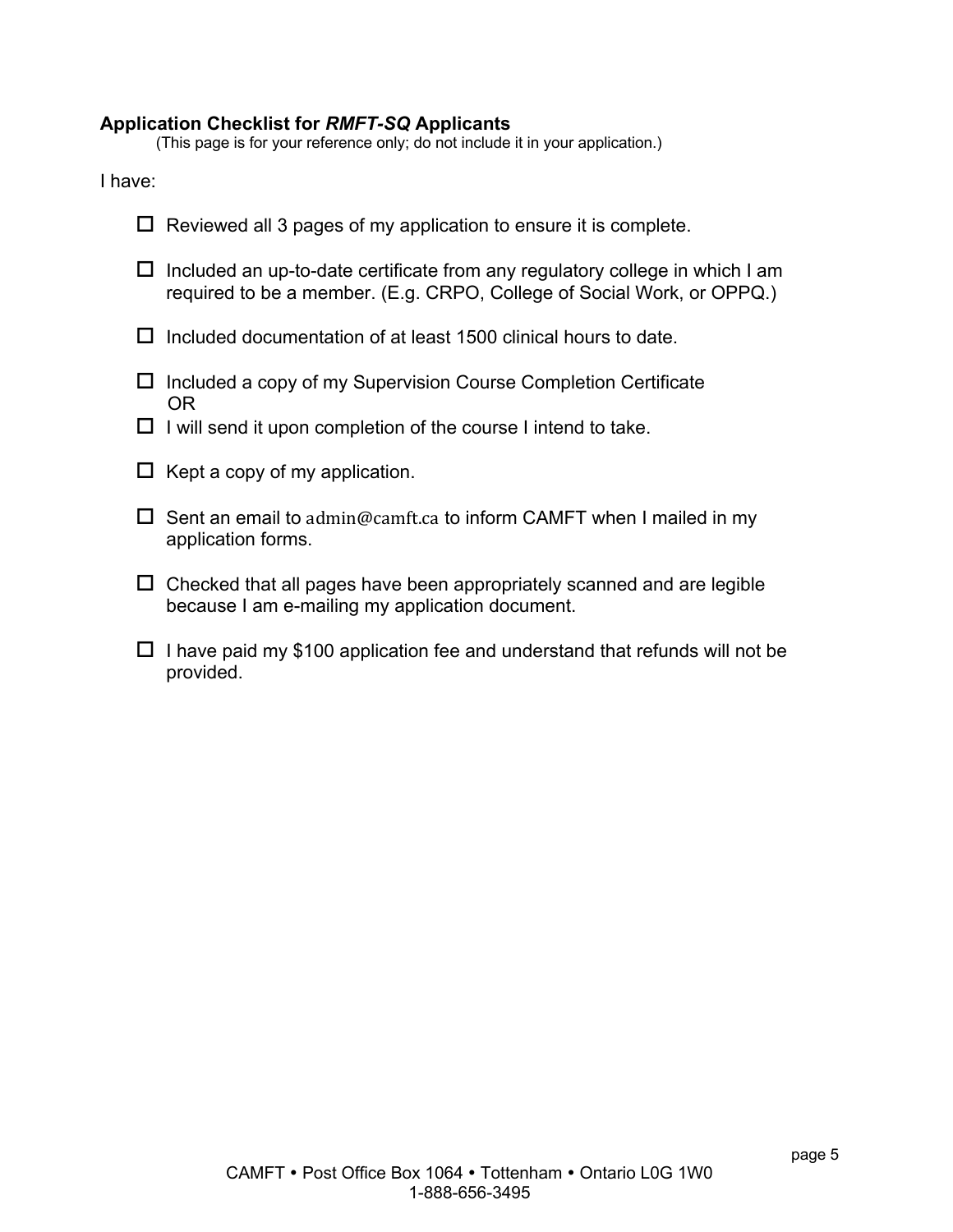**Application Checklist for *RMFT-SQ* Applicants**

(This page is for your reference only; do not include it in your application.)

I have:

- ☐ Reviewed all 3 pages of my application to ensure it is complete.
- ☐ Included an up-to-date certificate from any regulatory college in which I am required to be a member. (E.g. CRPO, College of Social Work, or OPPQ.)
- ☐ Included documentation of at least 1500 clinical hours to date.
- ☐ Included a copy of my Supervision Course Completion Certificate
  OR
- ☐ I will send it upon completion of the course I intend to take.
- ☐ Kept a copy of my application.
- ☐ Sent an email to admin@camft.ca to inform CAMFT when I mailed in my application forms.
- ☐ Checked that all pages have been appropriately scanned and are legible because I am e-mailing my application document.
- ☐ I have paid my $100 application fee and understand that refunds will not be provided.

CAMFT • Post Office Box 1064 • Tottenham • Ontario L0G 1W0
1-888-656-3495